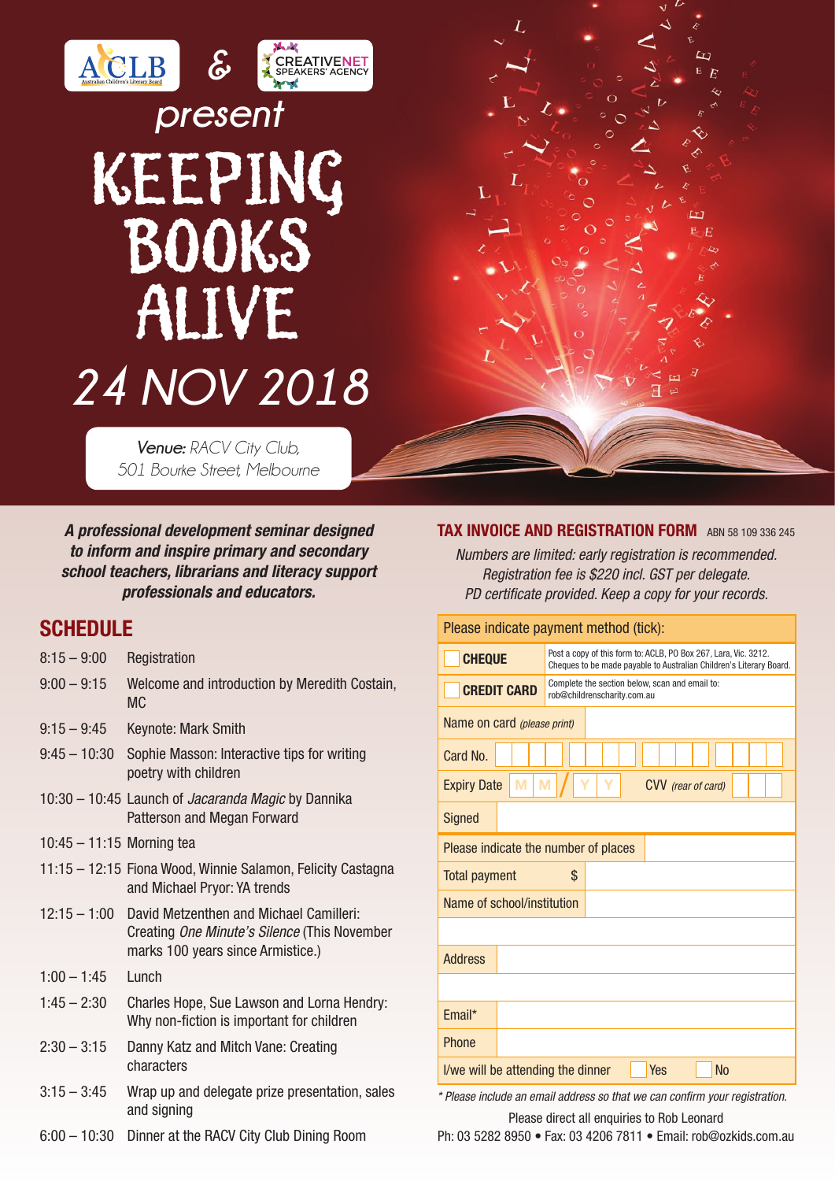ACLB & CREATIVENET SPEAKERS' AGENCY

*present*

# KEEPING BOOKS ALIVE

# 24 NOV 2018

***Venue:*** *RACV City Club, 501 Bourke Street, Melbourne*

***A professional development seminar designed to inform and inspire primary and secondary school teachers, librarians and literacy support professionals and educators.***

## SCHEDULE

| | |
|---|---|
| 8:15 – 9:00 | Registration |
| 9:00 – 9:15 | Welcome and introduction by Meredith Costain, MC |
| 9:15 – 9:45 | Keynote: Mark Smith |
| 9:45 – 10:30 | Sophie Masson: Interactive tips for writing poetry with children |
| 10:30 – 10:45 | Launch of *Jacaranda Magic* by Dannika Patterson and Megan Forward |
| 10:45 – 11:15 | Morning tea |
| 11:15 – 12:15 | Fiona Wood, Winnie Salamon, Felicity Castagna and Michael Pryor: YA trends |
| 12:15 – 1:00 | David Metzenthen and Michael Camilleri: Creating *One Minute's Silence* (This November marks 100 years since Armistice.) |
| 1:00 – 1:45 | Lunch |
| 1:45 – 2:30 | Charles Hope, Sue Lawson and Lorna Hendry: Why non-fiction is important for children |
| 2:30 – 3:15 | Danny Katz and Mitch Vane: Creating characters |
| 3:15 – 3:45 | Wrap up and delegate prize presentation, sales and signing |
| 6:00 – 10:30 | Dinner at the RACV City Club Dining Room |

## TAX INVOICE AND REGISTRATION FORM
ABN 58 109 336 245

*Numbers are limited: early registration is recommended.*
*Registration fee is $220 incl. GST per delegate.*
*PD certificate provided. Keep a copy for your records.*

| Please indicate payment method (tick): | |
|---|---|
| ☐ **CHEQUE** | Post a copy of this form to: ACLB, PO Box 267, Lara, Vic. 3212. Cheques to be made payable to Australian Children's Literary Board. |
| ☐ **CREDIT CARD** | Complete the section below, scan and email to: rob@childrenscharity.com.au |
| Name on card *(please print)* | |
| Card No. | |
| Expiry Date M M / Y Y | CVV *(rear of card)* |
| Signed | |
| Please indicate the number of places | |
| Total payment | $ |
| Name of school/institution | |
| | |
| Address | |
| | |
| Email* | |
| Phone | |
| I/we will be attending the dinner | ☐ Yes ☐ No |

*\* Please include an email address so that we can confirm your registration.*

Please direct all enquiries to Rob Leonard
Ph: 03 5282 8950 • Fax: 03 4206 7811 • Email: rob@ozkids.com.au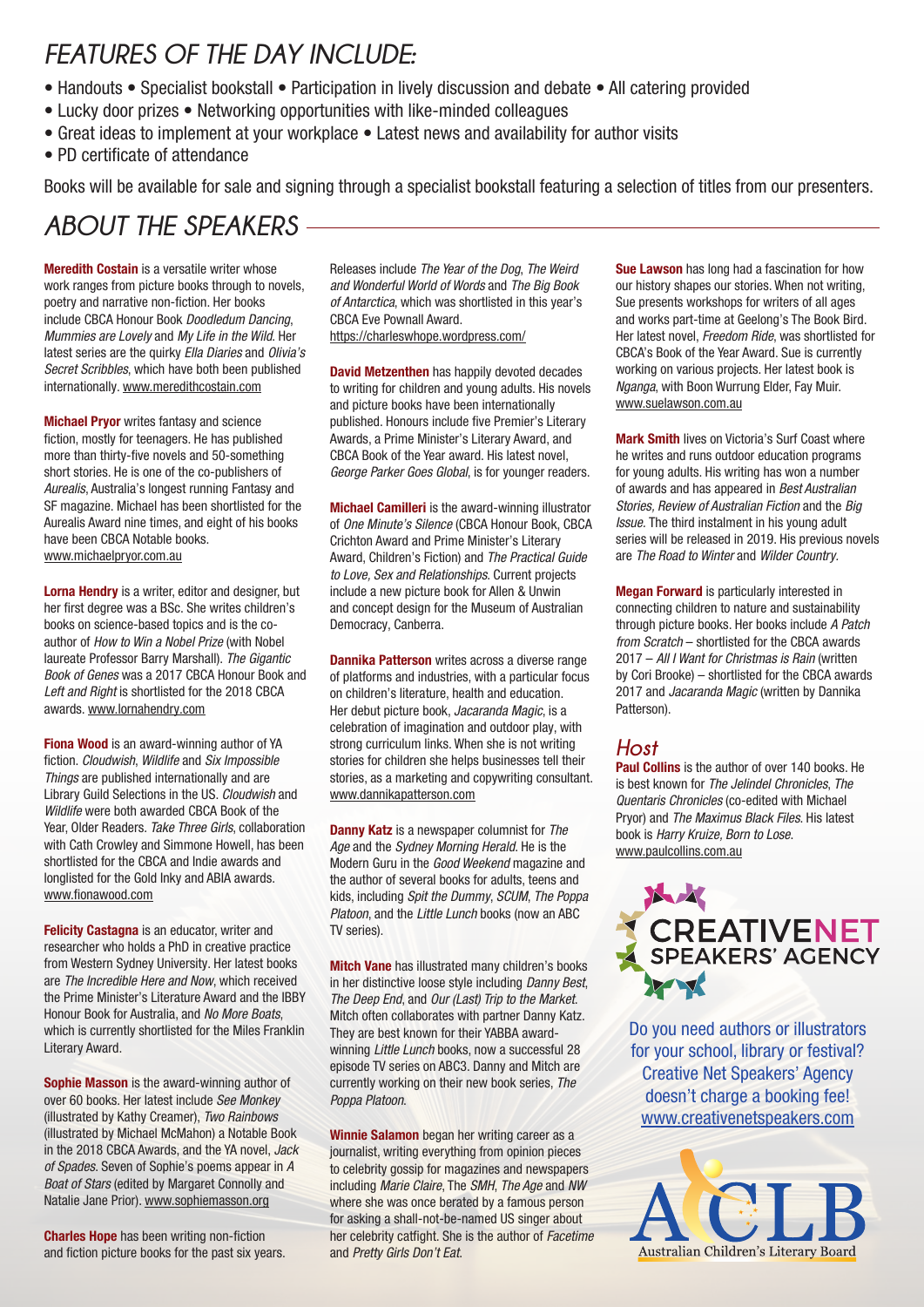## FEATURES OF THE DAY INCLUDE:

- Handouts • Specialist bookstall • Participation in lively discussion and debate • All catering provided
- Lucky door prizes • Networking opportunities with like-minded colleagues
- Great ideas to implement at your workplace • Latest news and availability for author visits
- PD certificate of attendance

Books will be available for sale and signing through a specialist bookstall featuring a selection of titles from our presenters.

## ABOUT THE SPEAKERS

**Meredith Costain** is a versatile writer whose work ranges from picture books through to novels, poetry and narrative non-fiction. Her books include CBCA Honour Book *Doodledum Dancing*, *Mummies are Lovely* and *My Life in the Wild*. Her latest series are the quirky *Ella Diaries* and *Olivia's Secret Scribbles*, which have both been published internationally. www.meredithcostain.com

**Michael Pryor** writes fantasy and science fiction, mostly for teenagers. He has published more than thirty-five novels and 50-something short stories. He is one of the co-publishers of *Aurealis*, Australia's longest running Fantasy and SF magazine. Michael has been shortlisted for the Aurealis Award nine times, and eight of his books have been CBCA Notable books. www.michaelpryor.com.au

**Lorna Hendry** is a writer, editor and designer, but her first degree was a BSc. She writes children's books on science-based topics and is the co-author of *How to Win a Nobel Prize* (with Nobel laureate Professor Barry Marshall). *The Gigantic Book of Genes* was a 2017 CBCA Honour Book and *Left and Right* is shortlisted for the 2018 CBCA awards. www.lornahendry.com

**Fiona Wood** is an award-winning author of YA fiction. *Cloudwish*, *Wildlife* and *Six Impossible Things* are published internationally and are Library Guild Selections in the US. *Cloudwish* and *Wildlife* were both awarded CBCA Book of the Year, Older Readers. *Take Three Girls*, collaboration with Cath Crowley and Simmone Howell, has been shortlisted for the CBCA and Indie awards and longlisted for the Gold Inky and ABIA awards. www.fionawood.com

**Felicity Castagna** is an educator, writer and researcher who holds a PhD in creative practice from Western Sydney University. Her latest books are *The Incredible Here and Now*, which received the Prime Minister's Literature Award and the IBBY Honour Book for Australia, and *No More Boats*, which is currently shortlisted for the Miles Franklin Literary Award.

**Sophie Masson** is the award-winning author of over 60 books. Her latest include *See Monkey* (illustrated by Kathy Creamer), *Two Rainbows* (illustrated by Michael McMahon) a Notable Book in the 2018 CBCA Awards, and the YA novel, *Jack of Spades*. Seven of Sophie's poems appear in *A Boat of Stars* (edited by Margaret Connolly and Natalie Jane Prior). www.sophiemasson.org

**Charles Hope** has been writing non-fiction and fiction picture books for the past six years. Releases include *The Year of the Dog*, *The Weird and Wonderful World of Words* and *The Big Book of Antarctica*, which was shortlisted in this year's CBCA Eve Pownall Award. https://charleswhope.wordpress.com/

**David Metzenthen** has happily devoted decades to writing for children and young adults. His novels and picture books have been internationally published. Honours include five Premier's Literary Awards, a Prime Minister's Literary Award, and CBCA Book of the Year award. His latest novel, *George Parker Goes Global*, is for younger readers.

**Michael Camilleri** is the award-winning illustrator of *One Minute's Silence* (CBCA Honour Book, CBCA Crichton Award and Prime Minister's Literary Award, Children's Fiction) and *The Practical Guide to Love, Sex and Relationships*. Current projects include a new picture book for Allen & Unwin and concept design for the Museum of Australian Democracy, Canberra.

**Dannika Patterson** writes across a diverse range of platforms and industries, with a particular focus on children's literature, health and education. Her debut picture book, *Jacaranda Magic*, is a celebration of imagination and outdoor play, with strong curriculum links. When she is not writing stories for children she helps businesses tell their stories, as a marketing and copywriting consultant. www.dannikapatterson.com

**Danny Katz** is a newspaper columnist for *The Age* and the *Sydney Morning Herald*. He is the Modern Guru in the *Good Weekend* magazine and the author of several books for adults, teens and kids, including *Spit the Dummy*, *SCUM*, *The Poppa Platoon*, and the *Little Lunch* books (now an ABC TV series).

**Mitch Vane** has illustrated many children's books in her distinctive loose style including *Danny Best*, *The Deep End*, and *Our (Last) Trip to the Market*. Mitch often collaborates with partner Danny Katz. They are best known for their YABBA award-winning *Little Lunch* books, now a successful 28 episode TV series on ABC3. Danny and Mitch are currently working on their new book series, *The Poppa Platoon*.

**Winnie Salamon** began her writing career as a journalist, writing everything from opinion pieces to celebrity gossip for magazines and newspapers including *Marie Claire*, The *SMH*, *The Age* and *NW* where she was once berated by a famous person for asking a shall-not-be-named US singer about her celebrity catfight. She is the author of *Facetime* and *Pretty Girls Don't Eat*.

**Sue Lawson** has long had a fascination for how our history shapes our stories. When not writing, Sue presents workshops for writers of all ages and works part-time at Geelong's The Book Bird. Her latest novel, *Freedom Ride*, was shortlisted for CBCA's Book of the Year Award. Sue is currently working on various projects. Her latest book is *Nganga*, with Boon Wurrung Elder, Fay Muir. www.suelawson.com.au

**Mark Smith** lives on Victoria's Surf Coast where he writes and runs outdoor education programs for young adults. His writing has won a number of awards and has appeared in *Best Australian Stories, Review of Australian Fiction* and the *Big Issue*. The third instalment in his young adult series will be released in 2019. His previous novels are *The Road to Winter* and *Wilder Country*.

**Megan Forward** is particularly interested in connecting children to nature and sustainability through picture books. Her books include *A Patch from Scratch* – shortlisted for the CBCA awards 2017 – *All I Want for Christmas is Rain* (written by Cori Brooke) – shortlisted for the CBCA awards 2017 and *Jacaranda Magic* (written by Dannika Patterson).

### Host

**Paul Collins** is the author of over 140 books. He is best known for *The Jelindel Chronicles*, *The Quentaris Chronicles* (co-edited with Michael Pryor) and *The Maximus Black Files*. His latest book is *Harry Kruize, Born to Lose*. www.paulcollins.com.au

CREATIVENET SPEAKERS' AGENCY

Do you need authors or illustrators for your school, library or festival? Creative Net Speakers' Agency doesn't charge a booking fee! www.creativenetspeakers.com

ACLB Australian Children's Literary Board